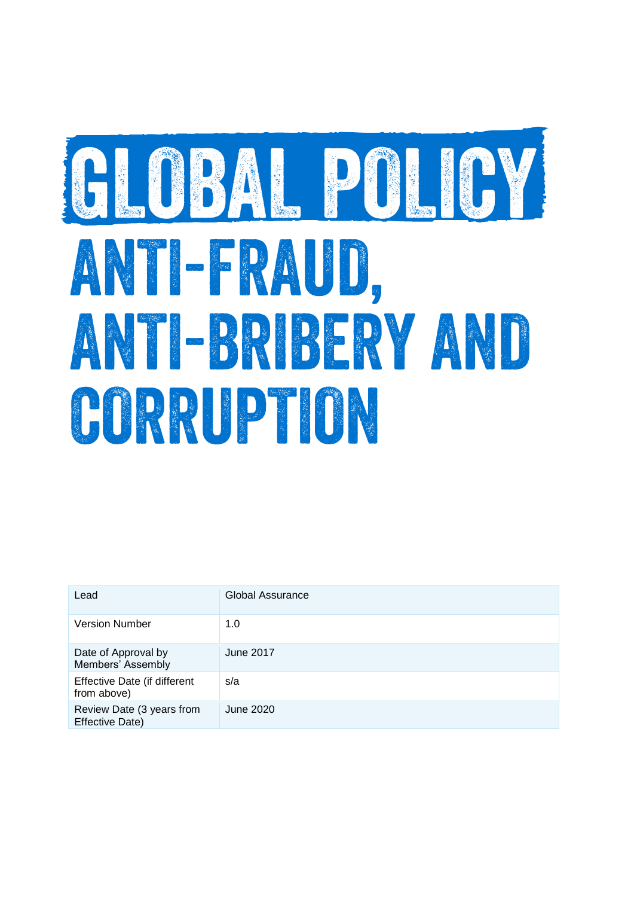# GLOBAL POLICY

# ANTI-FRAUD, ANTI-BRIBERY AND CORRUPTION

| Lead | Global Assurance |
|---|---|
| Version Number | 1.0 |
| Date of Approval by Members' Assembly | June 2017 |
| Effective Date (if different from above) | s/a |
| Review Date (3 years from Effective Date) | June 2020 |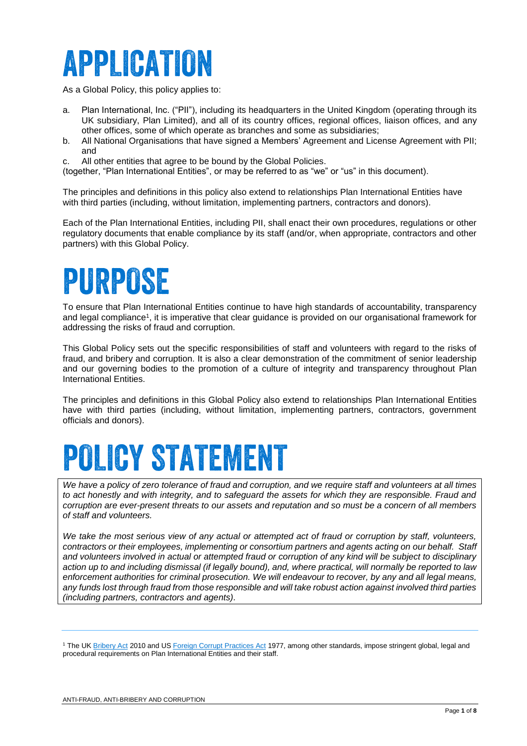# APPLICATION

As a Global Policy, this policy applies to:

a. Plan International, Inc. ("PII"), including its headquarters in the United Kingdom (operating through its UK subsidiary, Plan Limited), and all of its country offices, regional offices, liaison offices, and any other offices, some of which operate as branches and some as subsidiaries;
b. All National Organisations that have signed a Members' Agreement and License Agreement with PII; and
c. All other entities that agree to be bound by the Global Policies.

(together, "Plan International Entities", or may be referred to as "we" or "us" in this document).

The principles and definitions in this policy also extend to relationships Plan International Entities have with third parties (including, without limitation, implementing partners, contractors and donors).

Each of the Plan International Entities, including PII, shall enact their own procedures, regulations or other regulatory documents that enable compliance by its staff (and/or, when appropriate, contractors and other partners) with this Global Policy.

# PURPOSE

To ensure that Plan International Entities continue to have high standards of accountability, transparency and legal compliance[1], it is imperative that clear guidance is provided on our organisational framework for addressing the risks of fraud and corruption.

This Global Policy sets out the specific responsibilities of staff and volunteers with regard to the risks of fraud, and bribery and corruption. It is also a clear demonstration of the commitment of senior leadership and our governing bodies to the promotion of a culture of integrity and transparency throughout Plan International Entities.

The principles and definitions in this Global Policy also extend to relationships Plan International Entities have with third parties (including, without limitation, implementing partners, contractors, government officials and donors).

# POLICY STATEMENT

*We have a policy of zero tolerance of fraud and corruption, and we require staff and volunteers at all times to act honestly and with integrity, and to safeguard the assets for which they are responsible. Fraud and corruption are ever-present threats to our assets and reputation and so must be a concern of all members of staff and volunteers.*

*We take the most serious view of any actual or attempted act of fraud or corruption by staff, volunteers, contractors or their employees, implementing or consortium partners and agents acting on our behalf. Staff and volunteers involved in actual or attempted fraud or corruption of any kind will be subject to disciplinary action up to and including dismissal (if legally bound), and, where practical, will normally be reported to law enforcement authorities for criminal prosecution. We will endeavour to recover, by any and all legal means, any funds lost through fraud from those responsible and will take robust action against involved third parties (including partners, contractors and agents).*

---

[1] The UK Bribery Act 2010 and US Foreign Corrupt Practices Act 1977, among other standards, impose stringent global, legal and procedural requirements on Plan International Entities and their staff.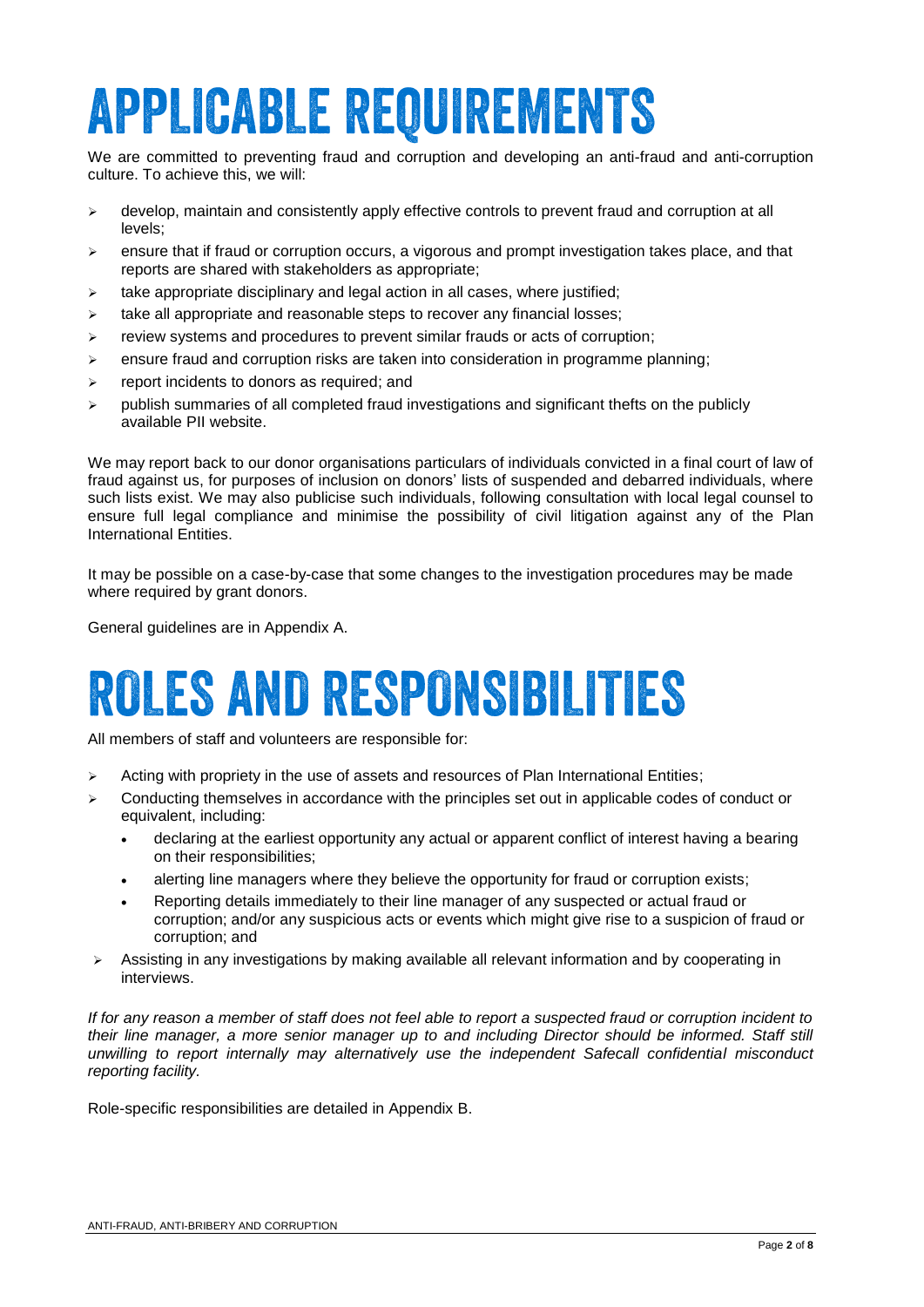# APPLICABLE REQUIREMENTS

We are committed to preventing fraud and corruption and developing an anti-fraud and anti-corruption culture. To achieve this, we will:

- develop, maintain and consistently apply effective controls to prevent fraud and corruption at all levels;
- ensure that if fraud or corruption occurs, a vigorous and prompt investigation takes place, and that reports are shared with stakeholders as appropriate;
- take appropriate disciplinary and legal action in all cases, where justified;
- take all appropriate and reasonable steps to recover any financial losses;
- review systems and procedures to prevent similar frauds or acts of corruption;
- ensure fraud and corruption risks are taken into consideration in programme planning;
- report incidents to donors as required; and
- publish summaries of all completed fraud investigations and significant thefts on the publicly available PII website.

We may report back to our donor organisations particulars of individuals convicted in a final court of law of fraud against us, for purposes of inclusion on donors' lists of suspended and debarred individuals, where such lists exist. We may also publicise such individuals, following consultation with local legal counsel to ensure full legal compliance and minimise the possibility of civil litigation against any of the Plan International Entities.

It may be possible on a case-by-case that some changes to the investigation procedures may be made where required by grant donors.

General guidelines are in Appendix A.

# ROLES AND RESPONSIBILITIES

All members of staff and volunteers are responsible for:

- Acting with propriety in the use of assets and resources of Plan International Entities;
- Conducting themselves in accordance with the principles set out in applicable codes of conduct or equivalent, including:
  - declaring at the earliest opportunity any actual or apparent conflict of interest having a bearing on their responsibilities;
  - alerting line managers where they believe the opportunity for fraud or corruption exists;
  - Reporting details immediately to their line manager of any suspected or actual fraud or corruption; and/or any suspicious acts or events which might give rise to a suspicion of fraud or corruption; and
- Assisting in any investigations by making available all relevant information and by cooperating in interviews.

*If for any reason a member of staff does not feel able to report a suspected fraud or corruption incident to their line manager, a more senior manager up to and including Director should be informed. Staff still unwilling to report internally may alternatively use the independent Safecall confidential misconduct reporting facility.*

Role-specific responsibilities are detailed in Appendix B.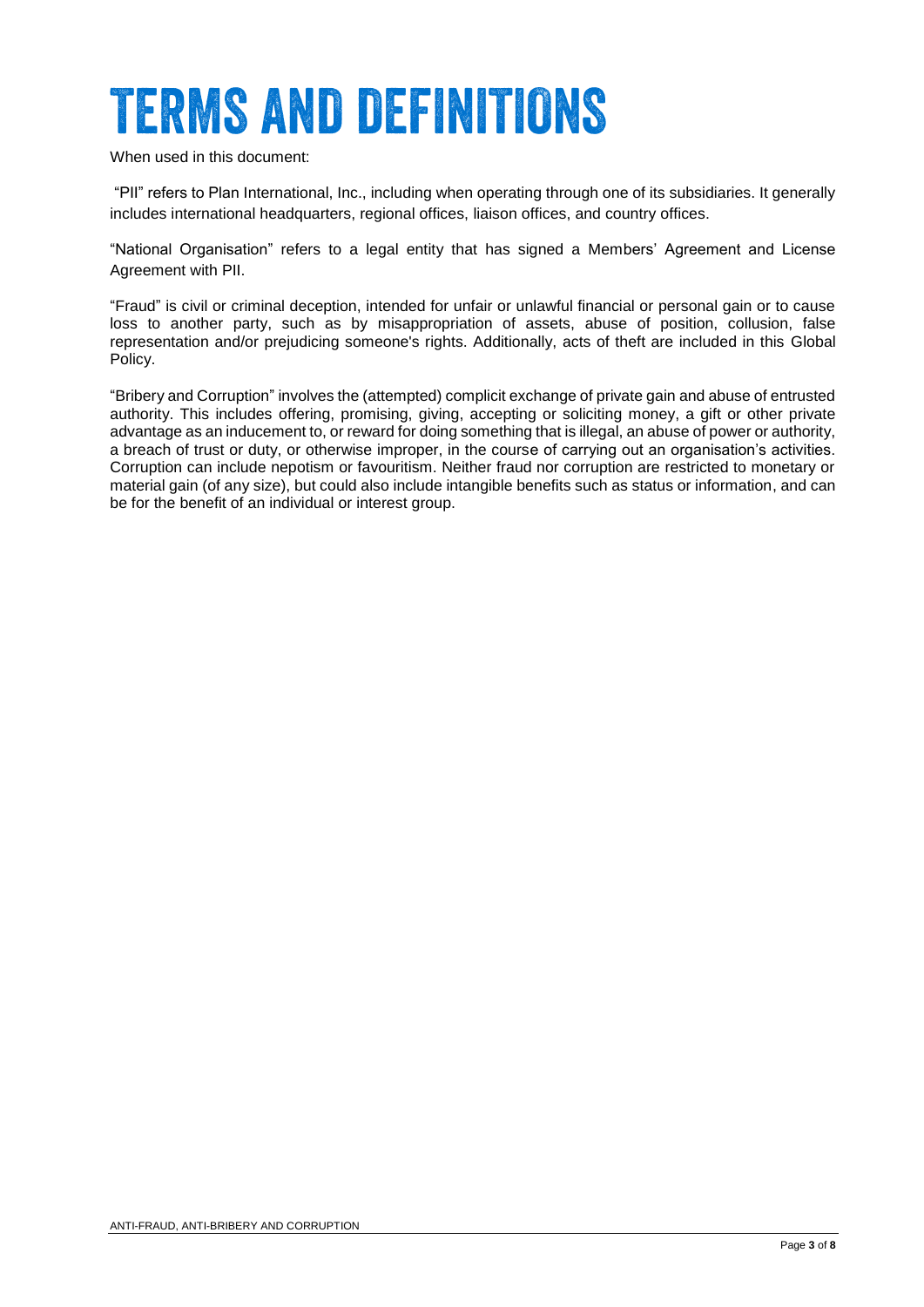# TERMS AND DEFINITIONS

When used in this document:

"PII" refers to Plan International, Inc., including when operating through one of its subsidiaries. It generally includes international headquarters, regional offices, liaison offices, and country offices.

"National Organisation" refers to a legal entity that has signed a Members' Agreement and License Agreement with PII.

"Fraud" is civil or criminal deception, intended for unfair or unlawful financial or personal gain or to cause loss to another party, such as by misappropriation of assets, abuse of position, collusion, false representation and/or prejudicing someone's rights. Additionally, acts of theft are included in this Global Policy.

"Bribery and Corruption" involves the (attempted) complicit exchange of private gain and abuse of entrusted authority. This includes offering, promising, giving, accepting or soliciting money, a gift or other private advantage as an inducement to, or reward for doing something that is illegal, an abuse of power or authority, a breach of trust or duty, or otherwise improper, in the course of carrying out an organisation's activities. Corruption can include nepotism or favouritism. Neither fraud nor corruption are restricted to monetary or material gain (of any size), but could also include intangible benefits such as status or information, and can be for the benefit of an individual or interest group.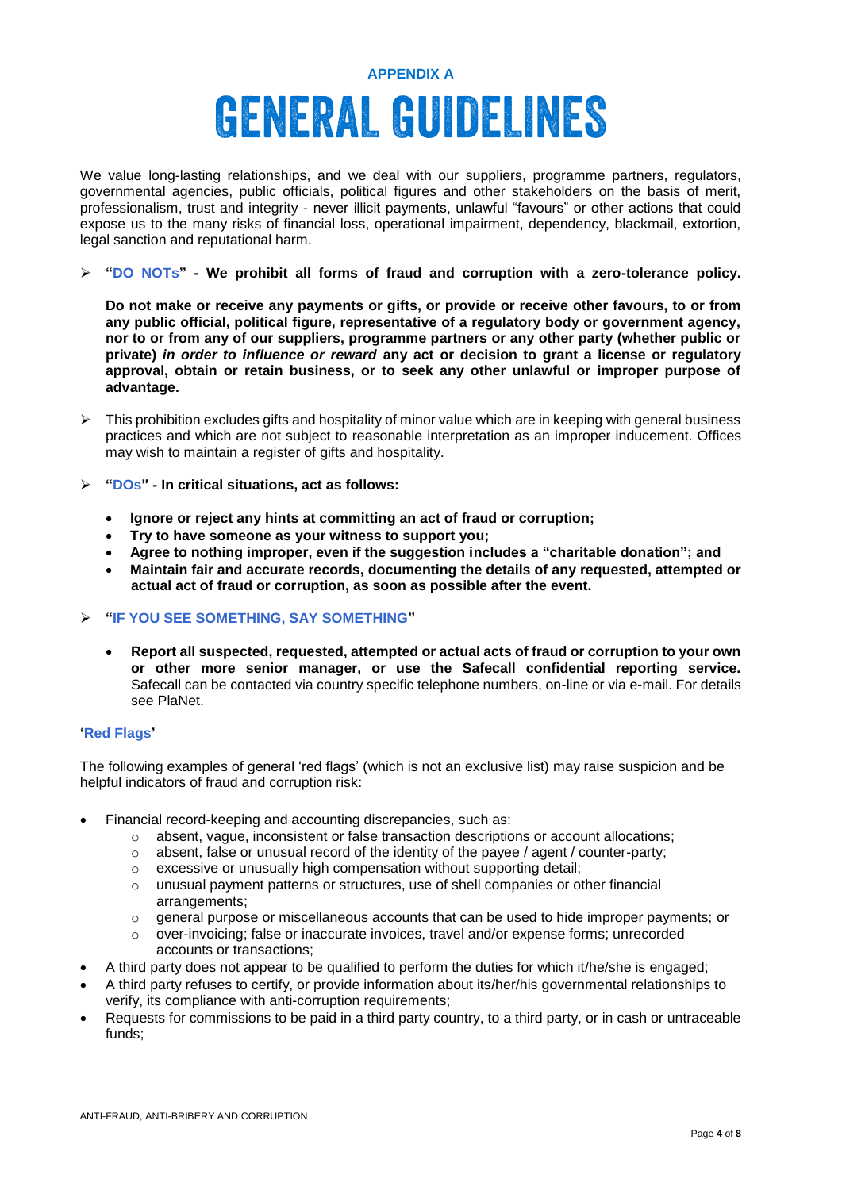**APPENDIX A**

# GENERAL GUIDELINES

We value long-lasting relationships, and we deal with our suppliers, programme partners, regulators, governmental agencies, public officials, political figures and other stakeholders on the basis of merit, professionalism, trust and integrity - never illicit payments, unlawful "favours" or other actions that could expose us to the many risks of financial loss, operational impairment, dependency, blackmail, extortion, legal sanction and reputational harm.

- **"DO NOTs" - We prohibit all forms of fraud and corruption with a zero-tolerance policy.**

  **Do not make or receive any payments or gifts, or provide or receive other favours, to or from any public official, political figure, representative of a regulatory body or government agency, nor to or from any of our suppliers, programme partners or any other party (whether public or private) *in order to influence or reward* any act or decision to grant a license or regulatory approval, obtain or retain business, or to seek any other unlawful or improper purpose of advantage.**

- This prohibition excludes gifts and hospitality of minor value which are in keeping with general business practices and which are not subject to reasonable interpretation as an improper inducement. Offices may wish to maintain a register of gifts and hospitality.

- **"DOs" - In critical situations, act as follows:**
  - **Ignore or reject any hints at committing an act of fraud or corruption;**
  - **Try to have someone as your witness to support you;**
  - **Agree to nothing improper, even if the suggestion includes a "charitable donation"; and**
  - **Maintain fair and accurate records, documenting the details of any requested, attempted or actual act of fraud or corruption, as soon as possible after the event.**

- **"IF YOU SEE SOMETHING, SAY SOMETHING"**
  - **Report all suspected, requested, attempted or actual acts of fraud or corruption to your own or other more senior manager, or use the Safecall confidential reporting service.** Safecall can be contacted via country specific telephone numbers, on-line or via e-mail. For details see PlaNet.

**'Red Flags'**

The following examples of general 'red flags' (which is not an exclusive list) may raise suspicion and be helpful indicators of fraud and corruption risk:

- Financial record-keeping and accounting discrepancies, such as:
  - absent, vague, inconsistent or false transaction descriptions or account allocations;
  - absent, false or unusual record of the identity of the payee / agent / counter-party;
  - excessive or unusually high compensation without supporting detail;
  - unusual payment patterns or structures, use of shell companies or other financial arrangements;
  - general purpose or miscellaneous accounts that can be used to hide improper payments; or
  - over-invoicing; false or inaccurate invoices, travel and/or expense forms; unrecorded accounts or transactions;
- A third party does not appear to be qualified to perform the duties for which it/he/she is engaged;
- A third party refuses to certify, or provide information about its/her/his governmental relationships to verify, its compliance with anti-corruption requirements;
- Requests for commissions to be paid in a third party country, to a third party, or in cash or untraceable funds;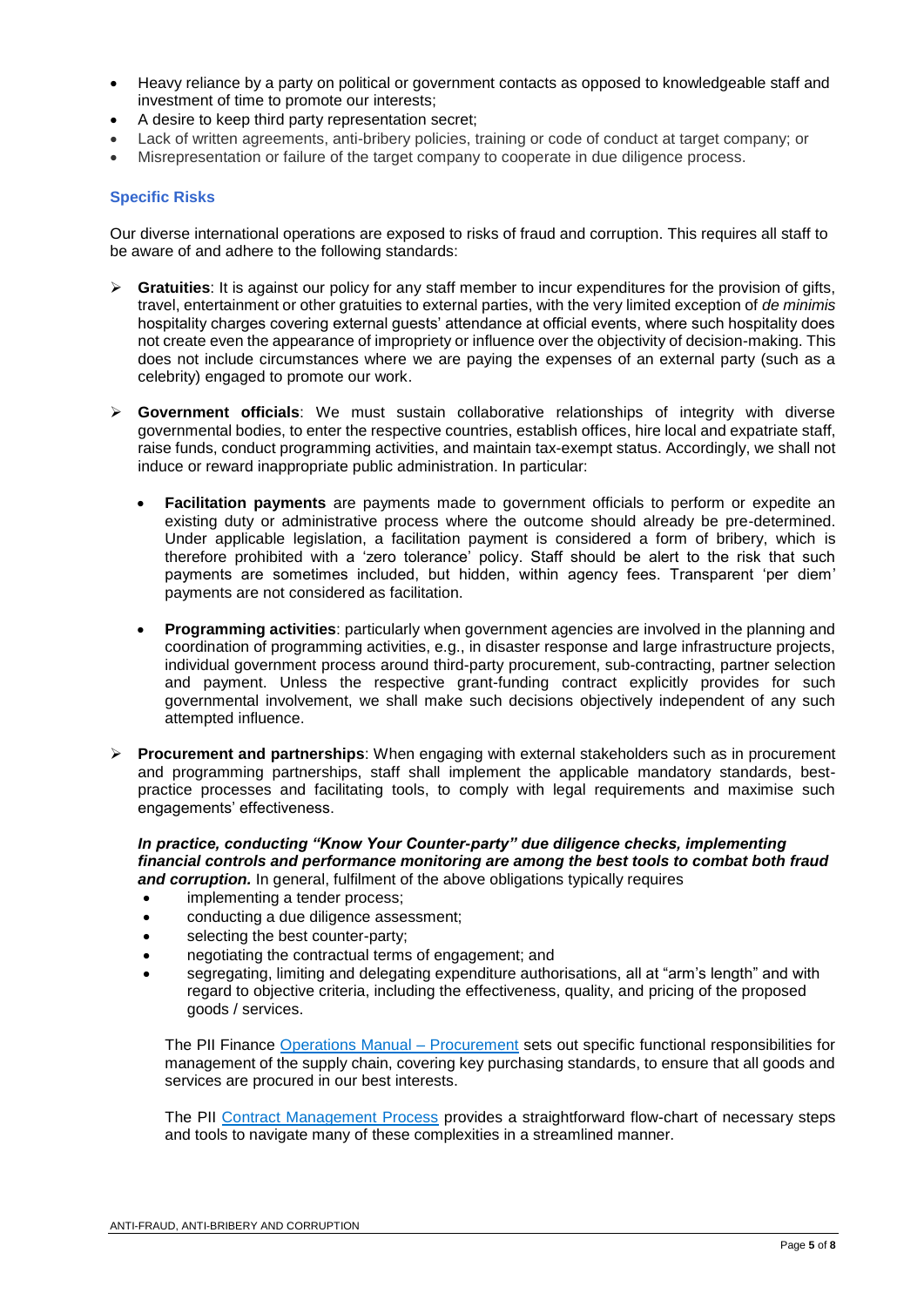- Heavy reliance by a party on political or government contacts as opposed to knowledgeable staff and investment of time to promote our interests;
- A desire to keep third party representation secret;
- Lack of written agreements, anti-bribery policies, training or code of conduct at target company; or
- Misrepresentation or failure of the target company to cooperate in due diligence process.

### Specific Risks

Our diverse international operations are exposed to risks of fraud and corruption. This requires all staff to be aware of and adhere to the following standards:

- **Gratuities**: It is against our policy for any staff member to incur expenditures for the provision of gifts, travel, entertainment or other gratuities to external parties, with the very limited exception of *de minimis* hospitality charges covering external guests' attendance at official events, where such hospitality does not create even the appearance of impropriety or influence over the objectivity of decision-making. This does not include circumstances where we are paying the expenses of an external party (such as a celebrity) engaged to promote our work.

- **Government officials**: We must sustain collaborative relationships of integrity with diverse governmental bodies, to enter the respective countries, establish offices, hire local and expatriate staff, raise funds, conduct programming activities, and maintain tax-exempt status. Accordingly, we shall not induce or reward inappropriate public administration. In particular:

  - **Facilitation payments** are payments made to government officials to perform or expedite an existing duty or administrative process where the outcome should already be pre-determined. Under applicable legislation, a facilitation payment is considered a form of bribery, which is therefore prohibited with a 'zero tolerance' policy. Staff should be alert to the risk that such payments are sometimes included, but hidden, within agency fees. Transparent 'per diem' payments are not considered as facilitation.

  - **Programming activities**: particularly when government agencies are involved in the planning and coordination of programming activities, e.g., in disaster response and large infrastructure projects, individual government process around third-party procurement, sub-contracting, partner selection and payment. Unless the respective grant-funding contract explicitly provides for such governmental involvement, we shall make such decisions objectively independent of any such attempted influence.

- **Procurement and partnerships**: When engaging with external stakeholders such as in procurement and programming partnerships, staff shall implement the applicable mandatory standards, best-practice processes and facilitating tools, to comply with legal requirements and maximise such engagements' effectiveness.

***In practice, conducting "Know Your Counter-party" due diligence checks, implementing financial controls and performance monitoring are among the best tools to combat both fraud and corruption.*** In general, fulfilment of the above obligations typically requires

- implementing a tender process;
- conducting a due diligence assessment;
- selecting the best counter-party;
- negotiating the contractual terms of engagement; and
- segregating, limiting and delegating expenditure authorisations, all at "arm's length" and with regard to objective criteria, including the effectiveness, quality, and pricing of the proposed goods / services.

The PII Finance Operations Manual – Procurement sets out specific functional responsibilities for management of the supply chain, covering key purchasing standards, to ensure that all goods and services are procured in our best interests.

The PII Contract Management Process provides a straightforward flow-chart of necessary steps and tools to navigate many of these complexities in a streamlined manner.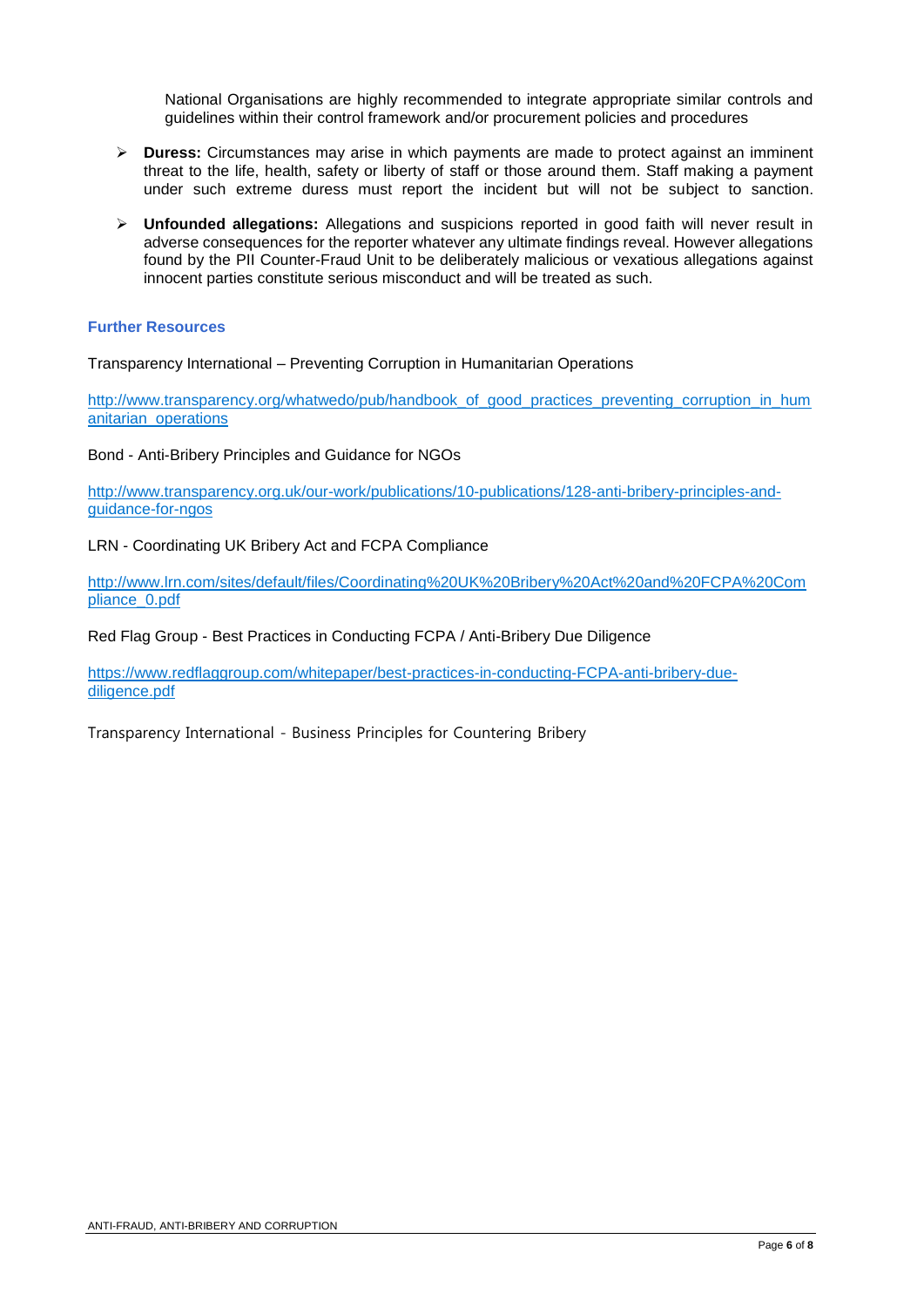National Organisations are highly recommended to integrate appropriate similar controls and guidelines within their control framework and/or procurement policies and procedures

- **Duress:** Circumstances may arise in which payments are made to protect against an imminent threat to the life, health, safety or liberty of staff or those around them. Staff making a payment under such extreme duress must report the incident but will not be subject to sanction.
- **Unfounded allegations:** Allegations and suspicions reported in good faith will never result in adverse consequences for the reporter whatever any ultimate findings reveal. However allegations found by the PII Counter-Fraud Unit to be deliberately malicious or vexatious allegations against innocent parties constitute serious misconduct and will be treated as such.

### Further Resources

Transparency International – Preventing Corruption in Humanitarian Operations

http://www.transparency.org/whatwedo/pub/handbook_of_good_practices_preventing_corruption_in_humanitarian_operations

Bond - Anti-Bribery Principles and Guidance for NGOs

http://www.transparency.org.uk/our-work/publications/10-publications/128-anti-bribery-principles-and-guidance-for-ngos

LRN - Coordinating UK Bribery Act and FCPA Compliance

http://www.lrn.com/sites/default/files/Coordinating%20UK%20Bribery%20Act%20and%20FCPA%20Compliance_0.pdf

Red Flag Group - Best Practices in Conducting FCPA / Anti-Bribery Due Diligence

https://www.redflaggroup.com/whitepaper/best-practices-in-conducting-FCPA-anti-bribery-due-diligence.pdf

Transparency International - Business Principles for Countering Bribery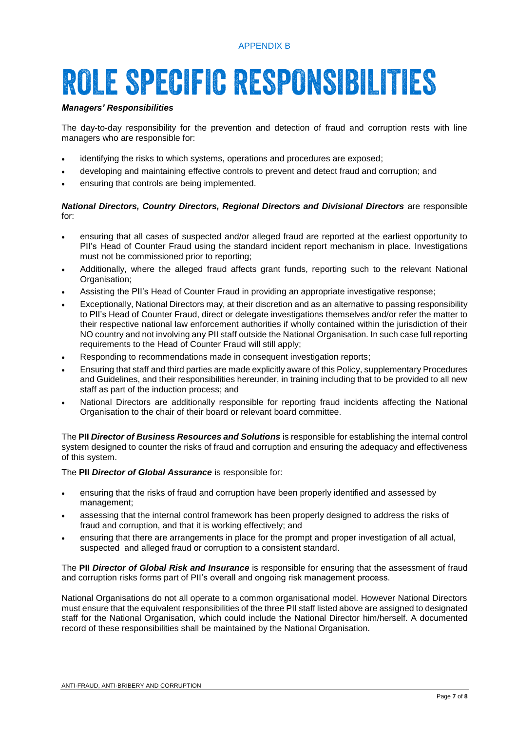APPENDIX B

# ROLE SPECIFIC RESPONSIBILITIES

***Managers' Responsibilities***

The day-to-day responsibility for the prevention and detection of fraud and corruption rests with line managers who are responsible for:

- identifying the risks to which systems, operations and procedures are exposed;
- developing and maintaining effective controls to prevent and detect fraud and corruption; and
- ensuring that controls are being implemented.

***National Directors, Country Directors, Regional Directors and Divisional Directors*** are responsible for:

- ensuring that all cases of suspected and/or alleged fraud are reported at the earliest opportunity to PII's Head of Counter Fraud using the standard incident report mechanism in place. Investigations must not be commissioned prior to reporting;
- Additionally, where the alleged fraud affects grant funds, reporting such to the relevant National Organisation;
- Assisting the PII's Head of Counter Fraud in providing an appropriate investigative response;
- Exceptionally, National Directors may, at their discretion and as an alternative to passing responsibility to PII's Head of Counter Fraud, direct or delegate investigations themselves and/or refer the matter to their respective national law enforcement authorities if wholly contained within the jurisdiction of their NO country and not involving any PII staff outside the National Organisation. In such case full reporting requirements to the Head of Counter Fraud will still apply;
- Responding to recommendations made in consequent investigation reports;
- Ensuring that staff and third parties are made explicitly aware of this Policy, supplementary Procedures and Guidelines, and their responsibilities hereunder, in training including that to be provided to all new staff as part of the induction process; and
- National Directors are additionally responsible for reporting fraud incidents affecting the National Organisation to the chair of their board or relevant board committee.

The **PII *Director of Business Resources and Solutions*** is responsible for establishing the internal control system designed to counter the risks of fraud and corruption and ensuring the adequacy and effectiveness of this system.

The **PII *Director of Global Assurance*** is responsible for:

- ensuring that the risks of fraud and corruption have been properly identified and assessed by management;
- assessing that the internal control framework has been properly designed to address the risks of fraud and corruption, and that it is working effectively; and
- ensuring that there are arrangements in place for the prompt and proper investigation of all actual, suspected and alleged fraud or corruption to a consistent standard.

The **PII *Director of Global Risk and Insurance*** is responsible for ensuring that the assessment of fraud and corruption risks forms part of PII's overall and ongoing risk management process.

National Organisations do not all operate to a common organisational model. However National Directors must ensure that the equivalent responsibilities of the three PII staff listed above are assigned to designated staff for the National Organisation, which could include the National Director him/herself. A documented record of these responsibilities shall be maintained by the National Organisation.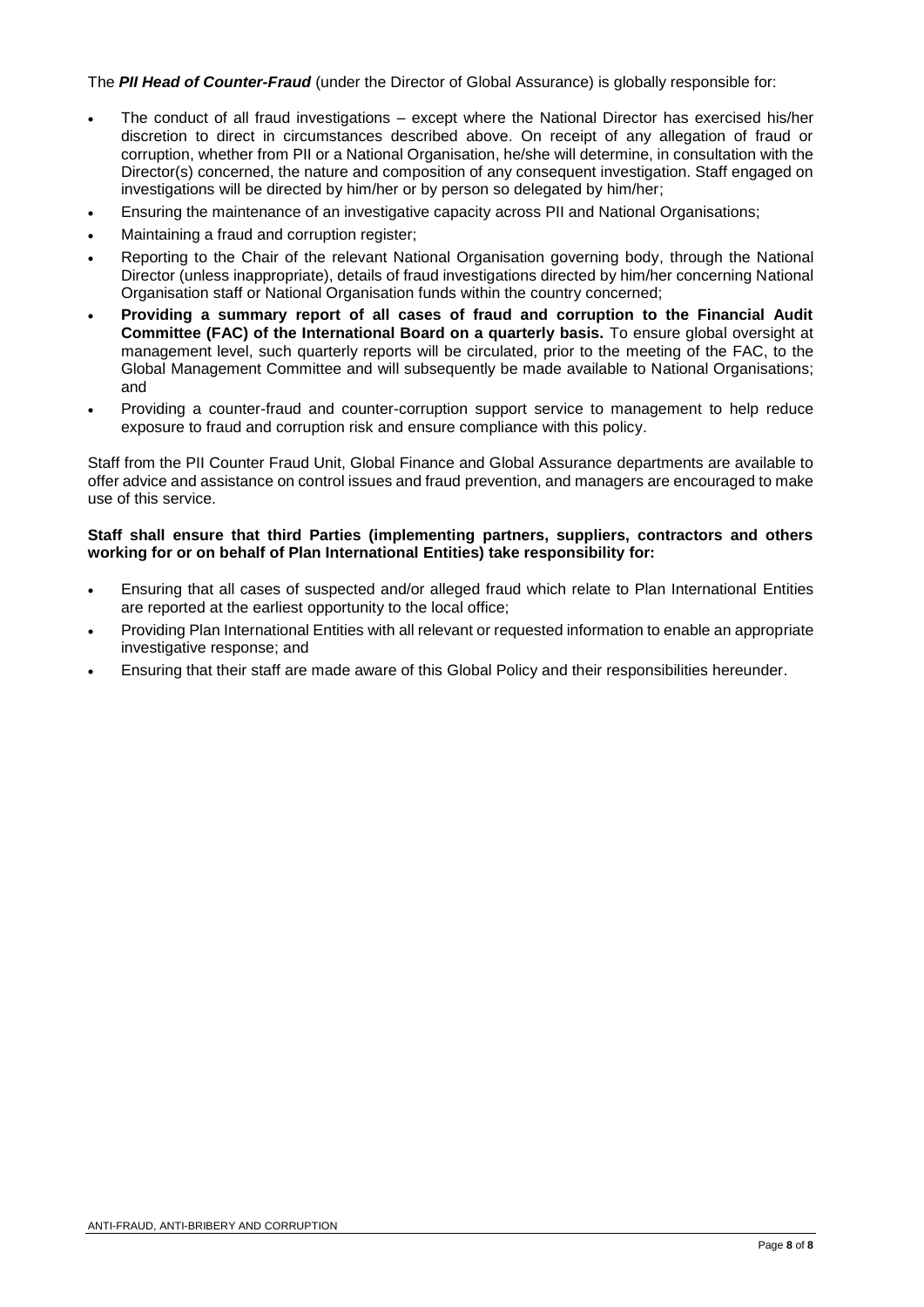The ***PII Head of Counter-Fraud*** (under the Director of Global Assurance) is globally responsible for:

- The conduct of all fraud investigations – except where the National Director has exercised his/her discretion to direct in circumstances described above. On receipt of any allegation of fraud or corruption, whether from PII or a National Organisation, he/she will determine, in consultation with the Director(s) concerned, the nature and composition of any consequent investigation. Staff engaged on investigations will be directed by him/her or by person so delegated by him/her;
- Ensuring the maintenance of an investigative capacity across PII and National Organisations;
- Maintaining a fraud and corruption register;
- Reporting to the Chair of the relevant National Organisation governing body, through the National Director (unless inappropriate), details of fraud investigations directed by him/her concerning National Organisation staff or National Organisation funds within the country concerned;
- **Providing a summary report of all cases of fraud and corruption to the Financial Audit Committee (FAC) of the International Board on a quarterly basis.** To ensure global oversight at management level, such quarterly reports will be circulated, prior to the meeting of the FAC, to the Global Management Committee and will subsequently be made available to National Organisations; and
- Providing a counter-fraud and counter-corruption support service to management to help reduce exposure to fraud and corruption risk and ensure compliance with this policy.

Staff from the PII Counter Fraud Unit, Global Finance and Global Assurance departments are available to offer advice and assistance on control issues and fraud prevention, and managers are encouraged to make use of this service.

**Staff shall ensure that third Parties (implementing partners, suppliers, contractors and others working for or on behalf of Plan International Entities) take responsibility for:**

- Ensuring that all cases of suspected and/or alleged fraud which relate to Plan International Entities are reported at the earliest opportunity to the local office;
- Providing Plan International Entities with all relevant or requested information to enable an appropriate investigative response; and
- Ensuring that their staff are made aware of this Global Policy and their responsibilities hereunder.